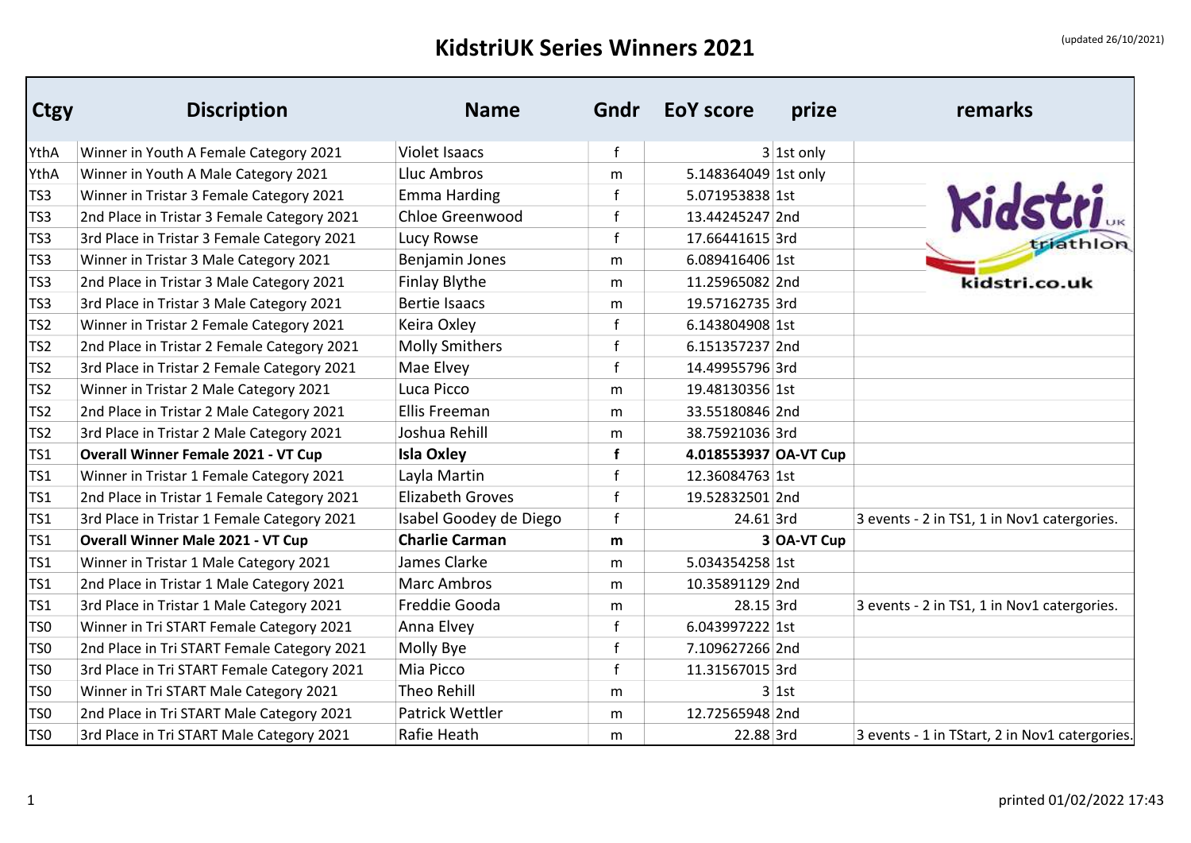# KidstriUK Series Winners 2021

(updated 26/10/2021)

| Ctgy | Discription | Name | Gndr | EoY score | prize | remarks |
|---|---|---|---|---|---|---|
| YthA | Winner in Youth A Female Category 2021 | Violet Isaacs | f | 3 | 1st only | |
| YthA | Winner in Youth A Male Category 2021 | Lluc Ambros | m | 5.148364049 | 1st only | |
| TS3 | Winner in Tristar 3 Female Category 2021 | Emma Harding | f | 5.071953838 | 1st | |
| TS3 | 2nd Place in Tristar 3 Female Category 2021 | Chloe Greenwood | f | 13.44245247 | 2nd | |
| TS3 | 3rd Place in Tristar 3 Female Category 2021 | Lucy Rowse | f | 17.66441615 | 3rd | |
| TS3 | Winner in Tristar 3 Male Category 2021 | Benjamin Jones | m | 6.089416406 | 1st | |
| TS3 | 2nd Place in Tristar 3 Male Category 2021 | Finlay Blythe | m | 11.25965082 | 2nd | |
| TS3 | 3rd Place in Tristar 3 Male Category 2021 | Bertie Isaacs | m | 19.57162735 | 3rd | |
| TS2 | Winner in Tristar 2 Female Category 2021 | Keira Oxley | f | 6.143804908 | 1st | |
| TS2 | 2nd Place in Tristar 2 Female Category 2021 | Molly Smithers | f | 6.151357237 | 2nd | |
| TS2 | 3rd Place in Tristar 2 Female Category 2021 | Mae Elvey | f | 14.49955796 | 3rd | |
| TS2 | Winner in Tristar 2 Male Category 2021 | Luca Picco | m | 19.48130356 | 1st | |
| TS2 | 2nd Place in Tristar 2 Male Category 2021 | Ellis Freeman | m | 33.55180846 | 2nd | |
| TS2 | 3rd Place in Tristar 2 Male Category 2021 | Joshua Rehill | m | 38.75921036 | 3rd | |
| TS1 | **Overall Winner Female 2021 - VT Cup** | **Isla Oxley** | **f** | **4.018553937** | **OA-VT Cup** | |
| TS1 | Winner in Tristar 1 Female Category 2021 | Layla Martin | f | 12.36084763 | 1st | |
| TS1 | 2nd Place in Tristar 1 Female Category 2021 | Elizabeth Groves | f | 19.52832501 | 2nd | |
| TS1 | 3rd Place in Tristar 1 Female Category 2021 | Isabel Goodey de Diego | f | 24.61 | 3rd | 3 events - 2 in TS1, 1 in Nov1 catergories. |
| TS1 | **Overall Winner Male 2021 - VT Cup** | **Charlie Carman** | **m** | **3** | **OA-VT Cup** | |
| TS1 | Winner in Tristar 1 Male Category 2021 | James Clarke | m | 5.034354258 | 1st | |
| TS1 | 2nd Place in Tristar 1 Male Category 2021 | Marc Ambros | m | 10.35891129 | 2nd | |
| TS1 | 3rd Place in Tristar 1 Male Category 2021 | Freddie Gooda | m | 28.15 | 3rd | 3 events - 2 in TS1, 1 in Nov1 catergories. |
| TS0 | Winner in Tri START Female Category 2021 | Anna Elvey | f | 6.043997222 | 1st | |
| TS0 | 2nd Place in Tri START Female Category 2021 | Molly Bye | f | 7.109627266 | 2nd | |
| TS0 | 3rd Place in Tri START Female Category 2021 | Mia Picco | f | 11.31567015 | 3rd | |
| TS0 | Winner in Tri START Male Category 2021 | Theo Rehill | m | 3 | 1st | |
| TS0 | 2nd Place in Tri START Male Category 2021 | Patrick Wettler | m | 12.72565948 | 2nd | |
| TS0 | 3rd Place in Tri START Male Category 2021 | Rafie Heath | m | 22.88 | 3rd | 3 events - 1 in TStart, 2 in Nov1 catergories. |

printed 01/02/2022 17:43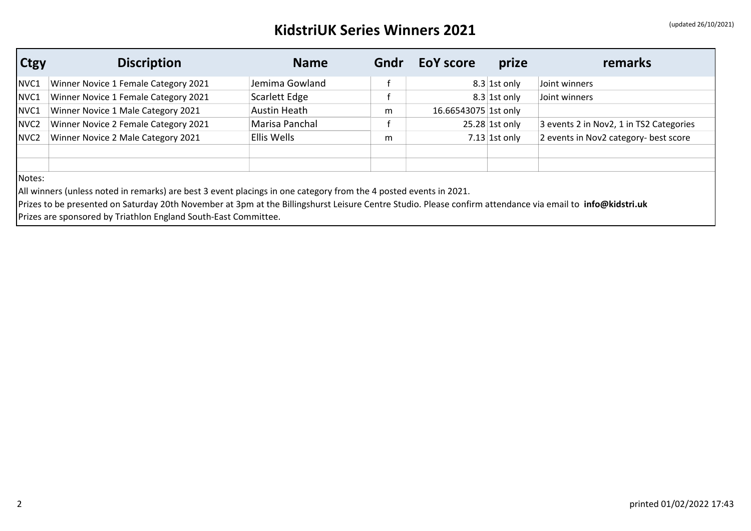# KidstriUK Series Winners 2021

(updated 26/10/2021)

| Ctgy | Discription | Name | Gndr | EoY score | prize | remarks |
|---|---|---|---|---|---|---|
| NVC1 | Winner Novice 1 Female Category 2021 | Jemima Gowland | f | 8.3 | 1st only | Joint winners |
| NVC1 | Winner Novice 1 Female Category 2021 | Scarlett Edge | f | 8.3 | 1st only | Joint winners |
| NVC1 | Winner Novice 1 Male Category 2021 | Austin Heath | m | 16.66543075 | 1st only | |
| NVC2 | Winner Novice 2 Female Category 2021 | Marisa Panchal | f | 25.28 | 1st only | 3 events 2 in Nov2, 1 in TS2 Categories |
| NVC2 | Winner Novice 2 Male Category 2021 | Ellis Wells | m | 7.13 | 1st only | 2 events in Nov2 category- best score |
| | | | | | | |
| | | | | | | |

Notes:

All winners (unless noted in remarks) are best 3 event placings in one category from the 4 posted events in 2021.

Prizes to be presented on Saturday 20th November at 3pm at the Billingshurst Leisure Centre Studio. Please confirm attendance via email to **info@kidstri.uk**

Prizes are sponsored by Triathlon England South-East Committee.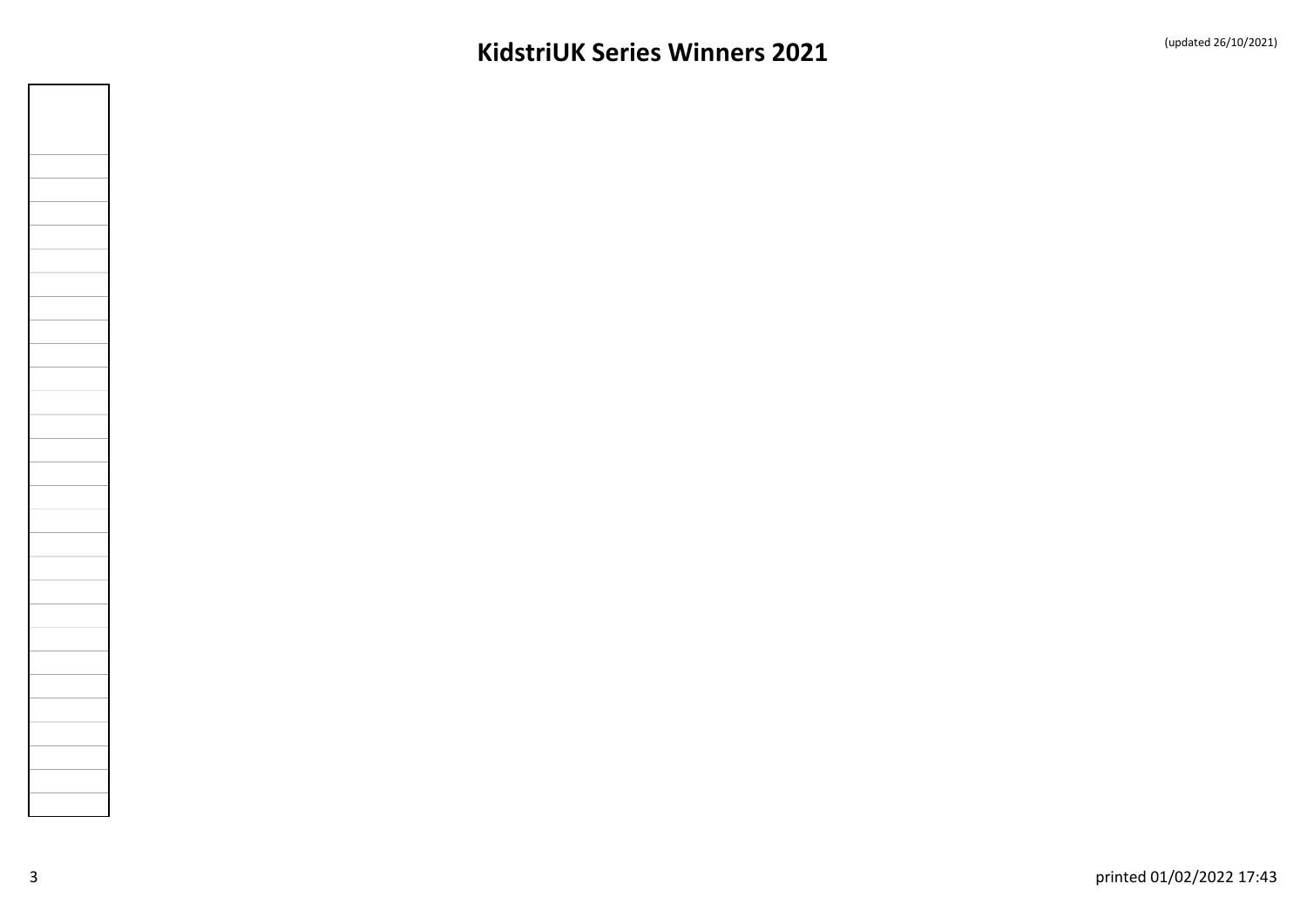# KidstriUK Series Winners 2021

(updated 26/10/2021)

printed 01/02/2022 17:43